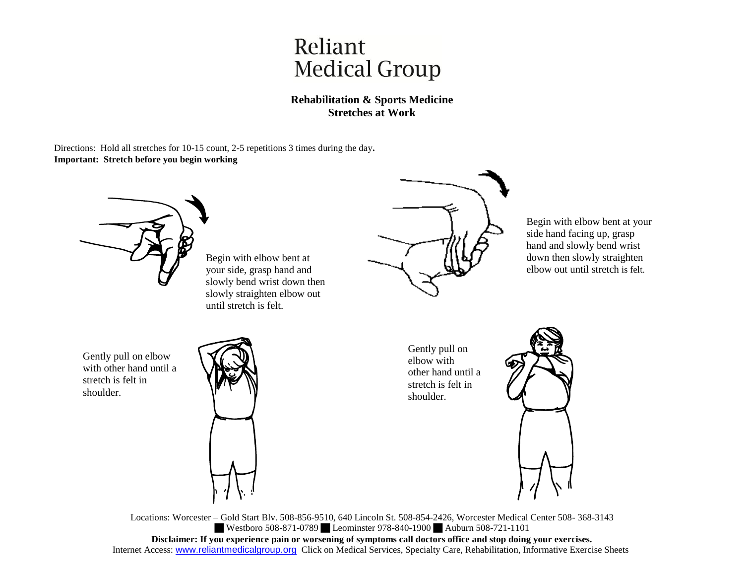# Reliant Medical Group

**Rehabilitation & Sports Medicine**
**Stretches at Work**

Directions: Hold all stretches for 10-15 count, 2-5 repetitions 3 times during the day.
**Important: Stretch before you begin working**

Begin with elbow bent at your side, grasp hand and slowly bend wrist down then slowly straighten elbow out until stretch is felt.

Begin with elbow bent at your side hand facing up, grasp hand and slowly bend wrist down then slowly straighten elbow out until stretch is felt.

Gently pull on elbow with other hand until a stretch is felt in shoulder.

Gently pull on elbow with other hand until a stretch is felt in shoulder.

Locations: Worcester – Gold Start Blv. 508-856-9510, 640 Lincoln St. 508-854-2426, Worcester Medical Center 508- 368-3143 ■ Westboro 508-871-0789 ■ Leominster 978-840-1900 ■ Auburn 508-721-1101

**Disclaimer: If you experience pain or worsening of symptoms call doctors office and stop doing your exercises.**

Internet Access: www.reliantmedicalgroup.org Click on Medical Services, Specialty Care, Rehabilitation, Informative Exercise Sheets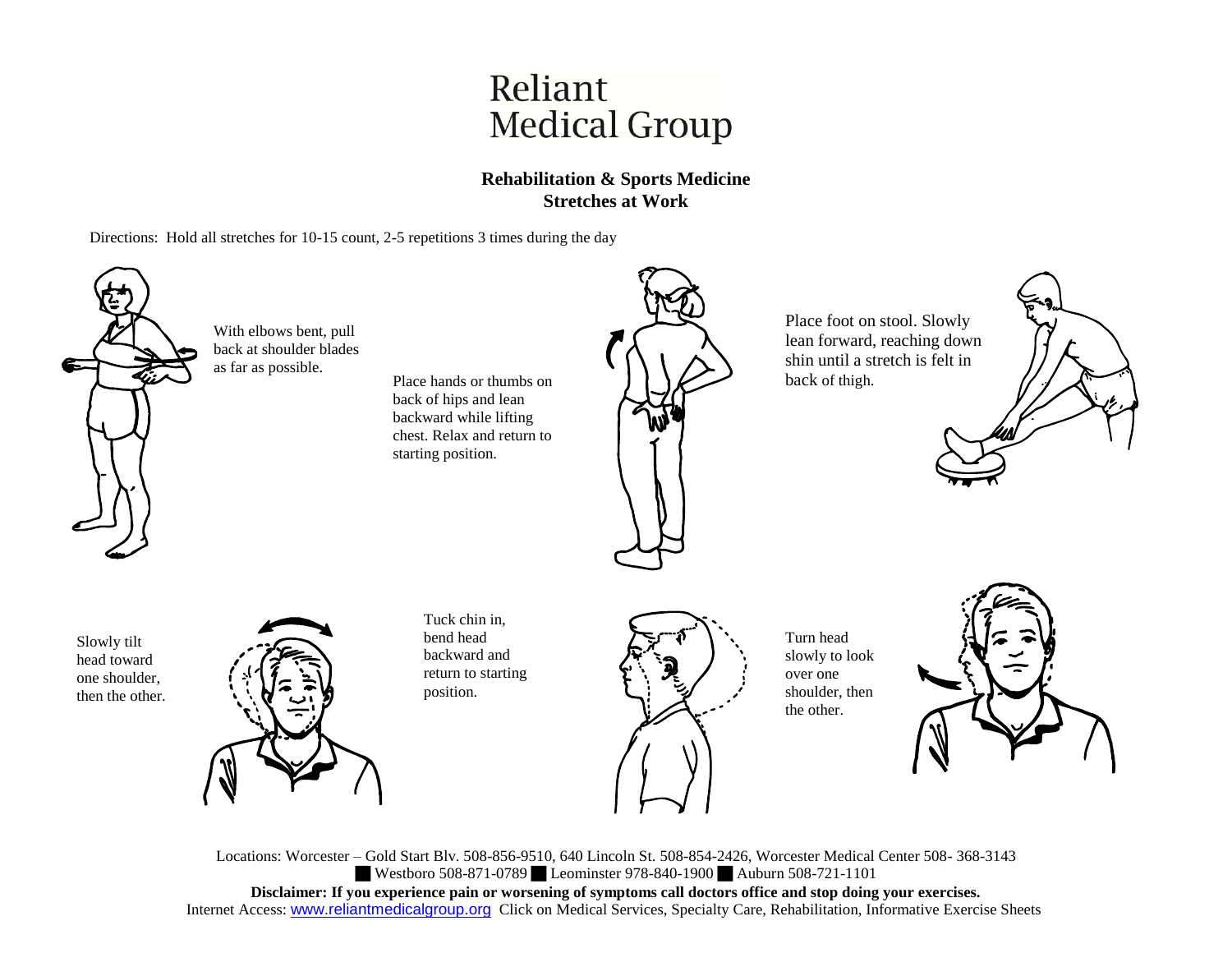# Reliant Medical Group

## Rehabilitation & Sports Medicine
## Stretches at Work

Directions: Hold all stretches for 10-15 count, 2-5 repetitions 3 times during the day

With elbows bent, pull back at shoulder blades as far as possible.

Place hands or thumbs on back of hips and lean backward while lifting chest. Relax and return to starting position.

Place foot on stool. Slowly lean forward, reaching down shin until a stretch is felt in back of thigh.

Slowly tilt head toward one shoulder, then the other.

Tuck chin in, bend head backward and return to starting position.

Turn head slowly to look over one shoulder, then the other.

Locations: Worcester – Gold Start Blv. 508-856-9510, 640 Lincoln St. 508-854-2426, Worcester Medical Center 508- 368-3143
■ Westboro 508-871-0789 ■ Leominster 978-840-1900 ■ Auburn 508-721-1101

**Disclaimer: If you experience pain or worsening of symptoms call doctors office and stop doing your exercises.**

Internet Access: www.reliantmedicalgroup.org Click on Medical Services, Specialty Care, Rehabilitation, Informative Exercise Sheets